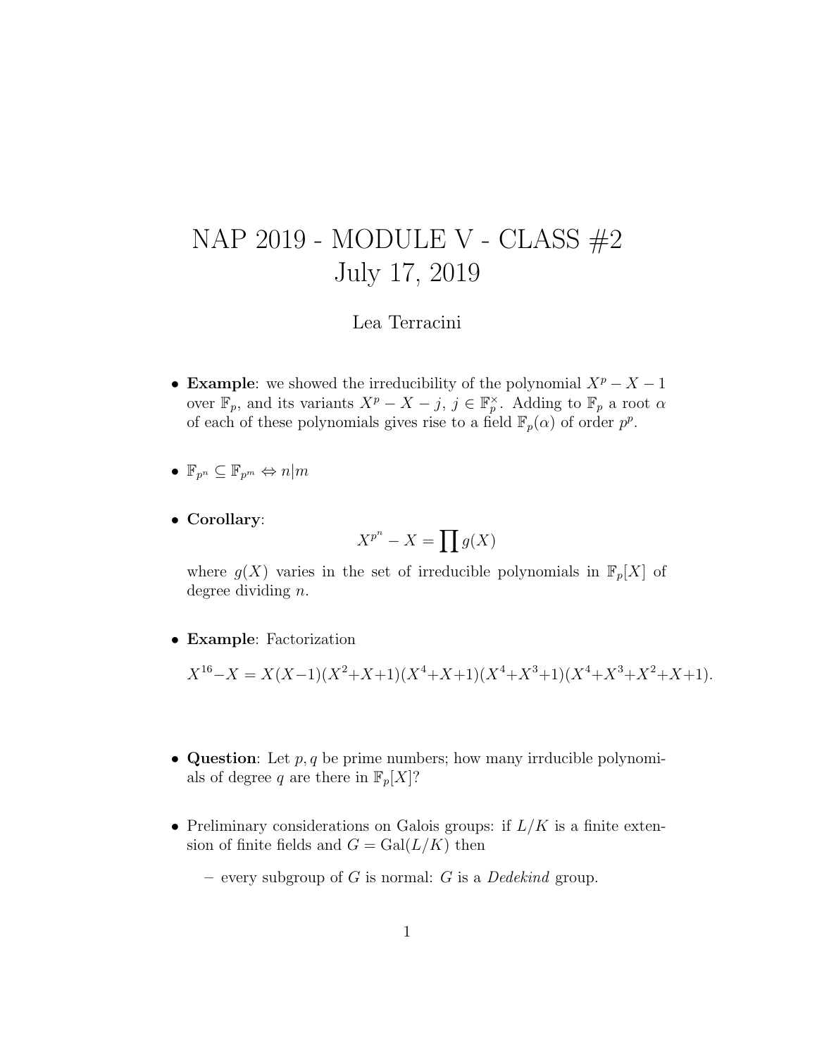# NAP 2019 - MODULE V - CLASS #2
# July 17, 2019

Lea Terracini

- **Example**: we showed the irreducibility of the polynomial $X^p - X - 1$ over $\mathbb{F}_p$, and its variants $X^p - X - j$, $j \in \mathbb{F}_p^\times$. Adding to $\mathbb{F}_p$ a root $\alpha$ of each of these polynomials gives rise to a field $\mathbb{F}_p(\alpha)$ of order $p^p$.

- $\mathbb{F}_{p^n} \subseteq \mathbb{F}_{p^m} \Leftrightarrow n|m$

- **Corollary**:

$$X^{p^n} - X = \prod g(X)$$

where $g(X)$ varies in the set of irreducible polynomials in $\mathbb{F}_p[X]$ of degree dividing $n$.

- **Example**: Factorization

$$X^{16} - X = X(X-1)(X^2+X+1)(X^4+X+1)(X^4+X^3+1)(X^4+X^3+X^2+X+1).$$

- **Question**: Let $p, q$ be prime numbers; how many irrducible polynomials of degree $q$ are there in $\mathbb{F}_p[X]$?

- Preliminary considerations on Galois groups: if $L/K$ is a finite extension of finite fields and $G = \mathrm{Gal}(L/K)$ then
  - every subgroup of $G$ is normal: $G$ is a *Dedekind* group.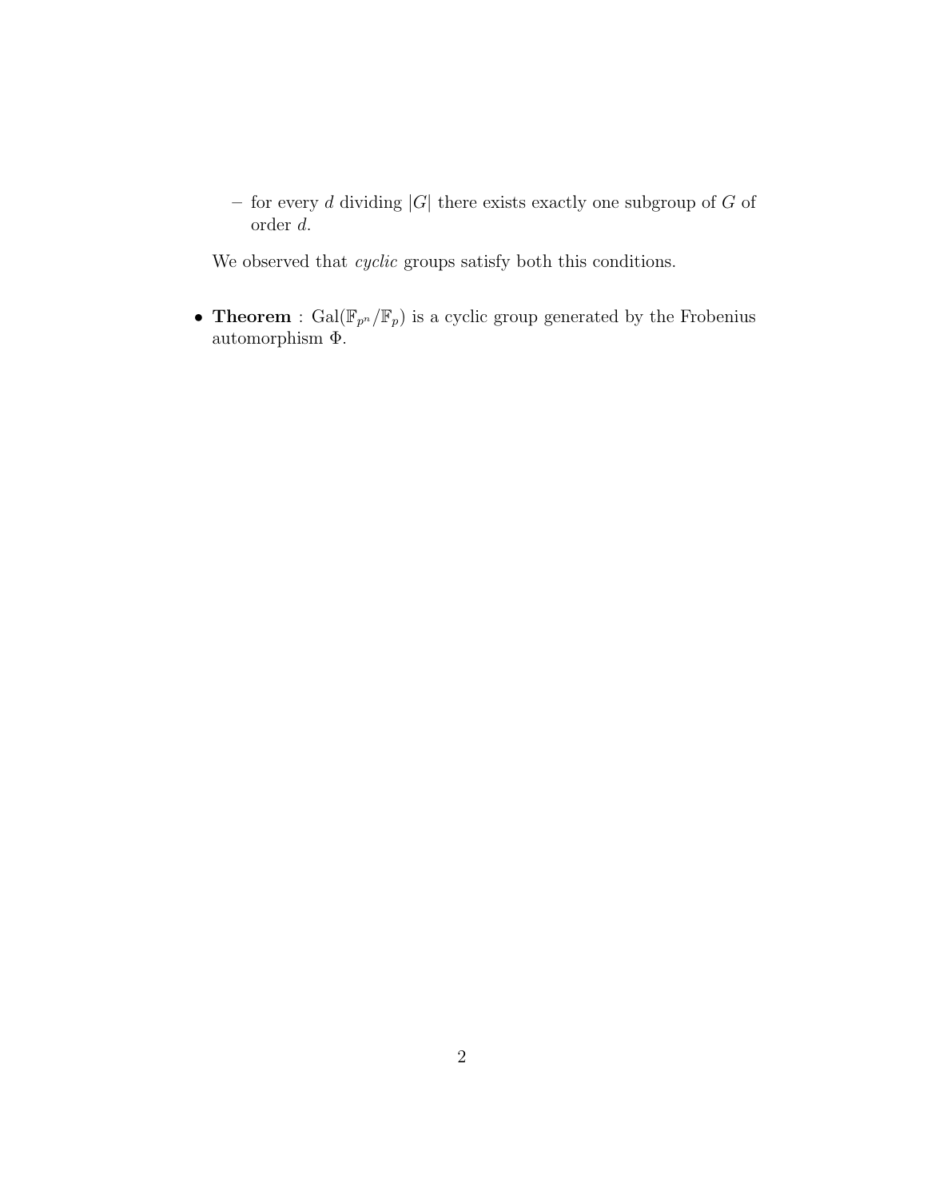- for every $d$ dividing $|G|$ there exists exactly one subgroup of $G$ of order $d$.

We observed that *cyclic* groups satisfy both this conditions.

- **Theorem** : $\mathrm{Gal}(\mathbb{F}_{p^n}/\mathbb{F}_p)$ is a cyclic group generated by the Frobenius automorphism $\Phi$.